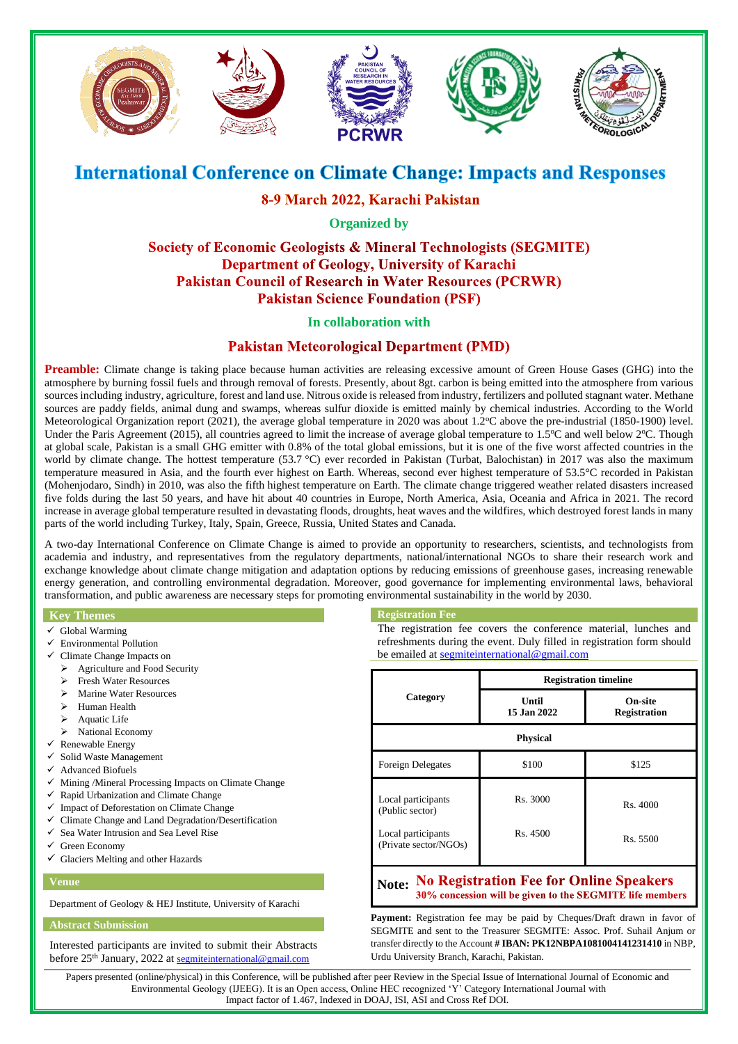# International Conference on Climate Change: Impacts and Responses

## 8-9 March 2022, Karachi Pakistan

**Organized by**

**Society of Economic Geologists & Mineral Technologists (SEGMITE)**
**Department of Geology, University of Karachi**
**Pakistan Council of Research in Water Resources (PCRWR)**
**Pakistan Science Foundation (PSF)**

**In collaboration with**

**Pakistan Meteorological Department (PMD)**

**Preamble:** Climate change is taking place because human activities are releasing excessive amount of Green House Gases (GHG) into the atmosphere by burning fossil fuels and through removal of forests. Presently, about 8gt. carbon is being emitted into the atmosphere from various sources including industry, agriculture, forest and land use. Nitrous oxide is released from industry, fertilizers and polluted stagnant water. Methane sources are paddy fields, animal dung and swamps, whereas sulfur dioxide is emitted mainly by chemical industries. According to the World Meteorological Organization report (2021), the average global temperature in 2020 was about 1.2ºC above the pre-industrial (1850-1900) level. Under the Paris Agreement (2015), all countries agreed to limit the increase of average global temperature to 1.5ºC and well below 2ºC. Though at global scale, Pakistan is a small GHG emitter with 0.8% of the total global emissions, but it is one of the five worst affected countries in the world by climate change. The hottest temperature (53.7 °C) ever recorded in Pakistan (Turbat, Balochistan) in 2017 was also the maximum temperature measured in Asia, and the fourth ever highest on Earth. Whereas, second ever highest temperature of 53.5°C recorded in Pakistan (Mohenjodaro, Sindh) in 2010, was also the fifth highest temperature on Earth. The climate change triggered weather related disasters increased five folds during the last 50 years, and have hit about 40 countries in Europe, North America, Asia, Oceania and Africa in 2021. The record increase in average global temperature resulted in devastating floods, droughts, heat waves and the wildfires, which destroyed forest lands in many parts of the world including Turkey, Italy, Spain, Greece, Russia, United States and Canada.

A two-day International Conference on Climate Change is aimed to provide an opportunity to researchers, scientists, and technologists from academia and industry, and representatives from the regulatory departments, national/international NGOs to share their research work and exchange knowledge about climate change mitigation and adaptation options by reducing emissions of greenhouse gases, increasing renewable energy generation, and controlling environmental degradation. Moreover, good governance for implementing environmental laws, behavioral transformation, and public awareness are necessary steps for promoting environmental sustainability in the world by 2030.

### Key Themes

- ✓ Global Warming
- ✓ Environmental Pollution
- ✓ Climate Change Impacts on
  - ➢ Agriculture and Food Security
  - ➢ Fresh Water Resources
  - ➢ Marine Water Resources
  - ➢ Human Health
  - ➢ Aquatic Life
  - ➢ National Economy
- ✓ Renewable Energy
- ✓ Solid Waste Management
- ✓ Advanced Biofuels
- ✓ Mining /Mineral Processing Impacts on Climate Change
- ✓ Rapid Urbanization and Climate Change
- ✓ Impact of Deforestation on Climate Change
- ✓ Climate Change and Land Degradation/Desertification
- ✓ Sea Water Intrusion and Sea Level Rise
- ✓ Green Economy
- ✓ Glaciers Melting and other Hazards

### Venue

Department of Geology & HEJ Institute, University of Karachi

### Abstract Submission

Interested participants are invited to submit their Abstracts before 25th January, 2022 at segmiteinternational@gmail.com

### Registration Fee

The registration fee covers the conference material, lunches and refreshments during the event. Duly filled in registration form should be emailed at segmiteinternational@gmail.com

| Category | Registration timeline | |
|---|---|---|
| | **Until 15 Jan 2022** | **On-site Registration** |
| **Physical** | | |
| Foreign Delegates | $100 | $125 |
| Local participants (Public sector) | Rs. 3000 | Rs. 4000 |
| Local participants (Private sector/NGOs) | Rs. 4500 | Rs. 5500 |

**Note: No Registration Fee for Online Speakers**
**30% concession will be given to the SEGMITE life members**

**Payment:** Registration fee may be paid by Cheques/Draft drawn in favor of SEGMITE and sent to the Treasurer SEGMITE: Assoc. Prof. Suhail Anjum or transfer directly to the Account **# IBAN: PK12NBPA1081004141231410** in NBP, Urdu University Branch, Karachi, Pakistan.

Papers presented (online/physical) in this Conference, will be published after peer Review in the Special Issue of International Journal of Economic and Environmental Geology (IJEEG). It is an Open access, Online HEC recognized 'Y' Category International Journal with Impact factor of 1.467, Indexed in DOAJ, ISI, ASI and Cross Ref DOI.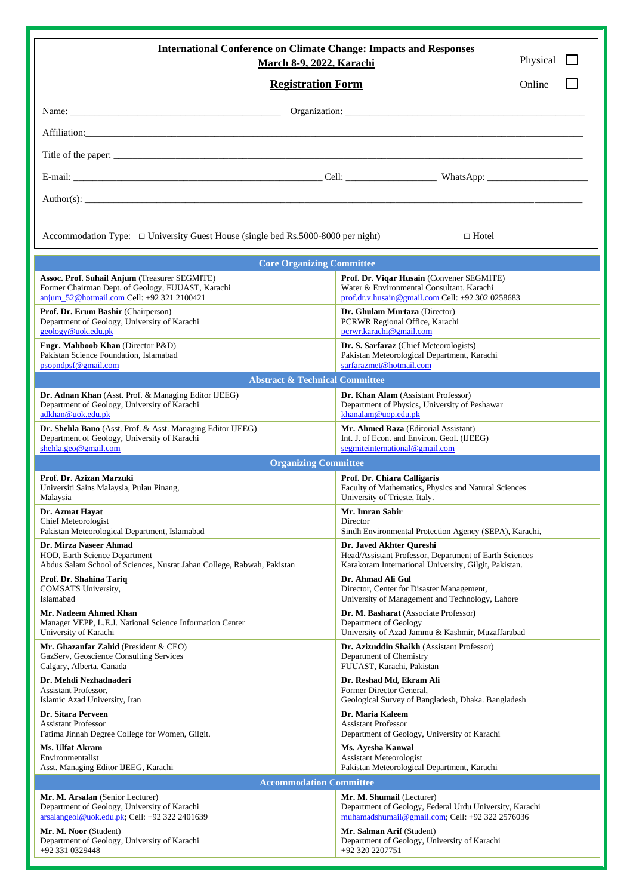**International Conference on Climate Change: Impacts and Responses**

**March 8-9, 2022, Karachi**

## Registration Form

Physical ☐

Online ☐

Name: ___________________________ Organization: ___________________________

Affiliation: ___________________________

Title of the paper: ___________________________

E-mail: ___________________________ Cell: ______________ WhatsApp: ______________

Author(s): ___________________________

Accommodation Type: ☐ University Guest House (single bed Rs.5000-8000 per night) ☐ Hotel

| | |
|---|---|
| **Core Organizing Committee** | |
| **Assoc. Prof. Suhail Anjum** (Treasurer SEGMITE)<br>Former Chairman Dept. of Geology, FUUAST, Karachi<br>anjum_52@hotmail.com Cell: +92 321 2100421 | **Prof. Dr. Viqar Husain** (Convener SEGMITE)<br>Water & Environmental Consultant, Karachi<br>prof.dr.v.husain@gmail.com Cell: +92 302 0258683 |
| **Prof. Dr. Erum Bashir** (Chairperson)<br>Department of Geology, University of Karachi<br>geology@uok.edu.pk | **Dr. Ghulam Murtaza** (Director)<br>PCRWR Regional Office, Karachi<br>pcrwr.karachi@gmail.com |
| **Engr. Mahboob Khan** (Director P&D)<br>Pakistan Science Foundation, Islamabad<br>psopndpsf@gmail.com | **Dr. S. Sarfaraz** (Chief Meteorologists)<br>Pakistan Meteorological Department, Karachi<br>sarfarazmet@hotmail.com |
| **Abstract & Technical Committee** | |
| **Dr. Adnan Khan** (Asst. Prof. & Managing Editor IJEEG)<br>Department of Geology, University of Karachi<br>adkhan@uok.edu.pk | **Dr. Khan Alam** (Assistant Professor)<br>Department of Physics, University of Peshawar<br>khanalam@uop.edu.pk |
| **Dr. Shehla Bano** (Asst. Prof. & Asst. Managing Editor IJEEG)<br>Department of Geology, University of Karachi<br>shehla.geo@gmail.com | **Mr. Ahmed Raza** (Editorial Assistant)<br>Int. J. of Econ. and Environ. Geol. (IJEEG)<br>segmiteinternational@gmail.com |
| **Organizing Committee** | |
| **Prof. Dr. Azizan Marzuki**<br>Universiti Sains Malaysia, Pulau Pinang,<br>Malaysia | **Prof. Dr. Chiara Calligaris**<br>Faculty of Mathematics, Physics and Natural Sciences<br>University of Trieste, Italy. |
| **Dr. Azmat Hayat**<br>Chief Meteorologist<br>Pakistan Meteorological Department, Islamabad | **Mr. Imran Sabir**<br>Director<br>Sindh Environmental Protection Agency (SEPA), Karachi, |
| **Dr. Mirza Naseer Ahmad**<br>HOD, Earth Science Department<br>Abdus Salam School of Sciences, Nusrat Jahan College, Rabwah, Pakistan | **Dr. Javed Akhter Qureshi**<br>Head/Assistant Professor, Department of Earth Sciences<br>Karakoram International University, Gilgit, Pakistan. |
| **Prof. Dr. Shahina Tariq**<br>COMSATS University,<br>Islamabad | **Dr. Ahmad Ali Gul**<br>Director, Center for Disaster Management,<br>University of Management and Technology, Lahore |
| **Mr. Nadeem Ahmed Khan**<br>Manager VEPP, L.E.J. National Science Information Center<br>University of Karachi | **Dr. M. Basharat** (Associate Professor)<br>Department of Geology<br>University of Azad Jammu & Kashmir, Muzaffarabad |
| **Mr. Ghazanfar Zahid** (President & CEO)<br>GazServ, Geoscience Consulting Services<br>Calgary, Alberta, Canada | **Dr. Azizuddin Shaikh** (Assistant Professor)<br>Department of Chemistry<br>FUUAST, Karachi, Pakistan |
| **Dr. Mehdi Nezhadnaderi**<br>Assistant Professor,<br>Islamic Azad University, Iran | **Dr. Reshad Md, Ekram Ali**<br>Former Director General,<br>Geological Survey of Bangladesh, Dhaka. Bangladesh |
| **Dr. Sitara Perveen**<br>Assistant Professor<br>Fatima Jinnah Degree College for Women, Gilgit. | **Dr. Maria Kaleem**<br>Assistant Professor<br>Department of Geology, University of Karachi |
| **Ms. Ulfat Akram**<br>Environmentalist<br>Asst. Managing Editor IJEEG, Karachi | **Ms. Ayesha Kanwal**<br>Assistant Meteorologist<br>Pakistan Meteorological Department, Karachi |
| **Accommodation Committee** | |
| **Mr. M. Arsalan** (Senior Lecturer)<br>Department of Geology, University of Karachi<br>arsalangeol@uok.edu.pk; Cell: +92 322 2401639 | **Mr. M. Shumail** (Lecturer)<br>Department of Geology, Federal Urdu University, Karachi<br>muhamadshumail@gmail.com; Cell: +92 322 2576036 |
| **Mr. M. Noor** (Student)<br>Department of Geology, University of Karachi<br>+92 331 0329448 | **Mr. Salman Arif** (Student)<br>Department of Geology, University of Karachi<br>+92 320 2207751 |